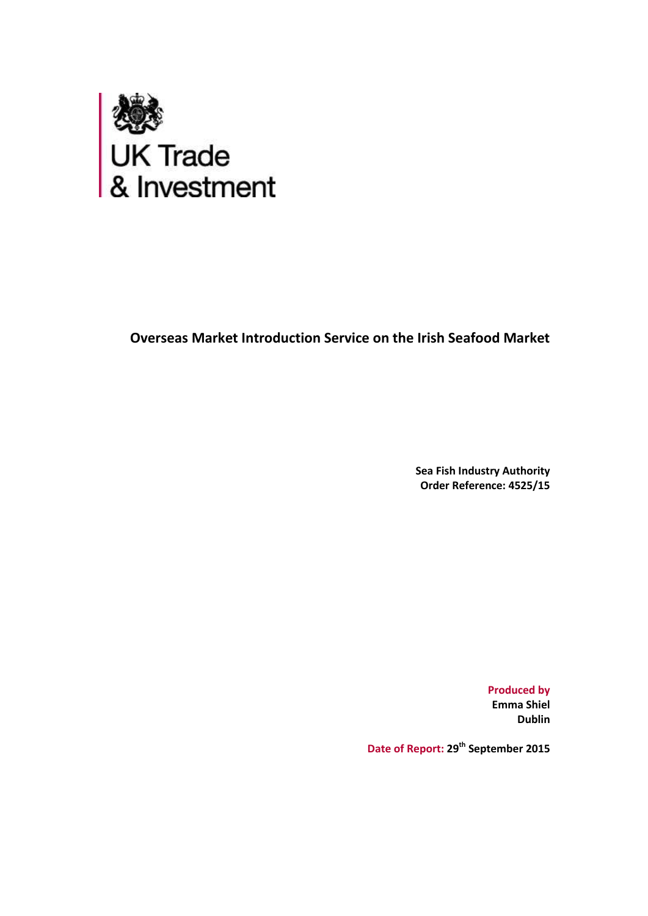UK Trade
& Investment

**Overseas Market Introduction Service on the Irish Seafood Market**

**Sea Fish Industry Authority**
**Order Reference: 4525/15**

**Produced by**
**Emma Shiel**
**Dublin**

**Date of Report: 29th September 2015**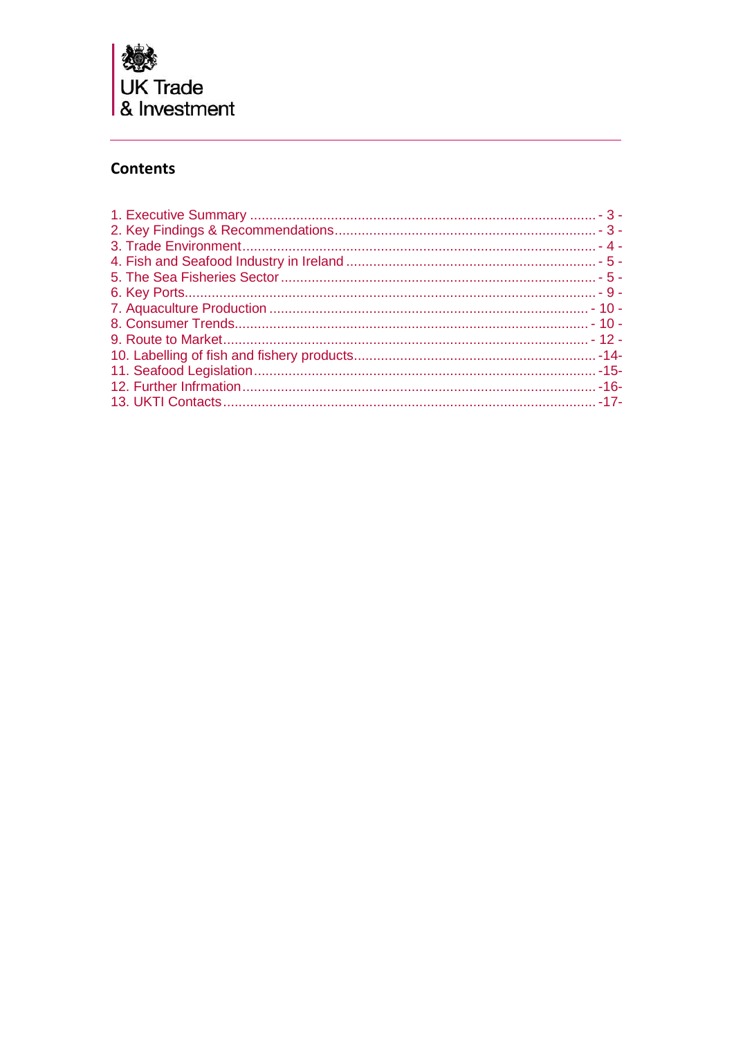UK Trade
& Investment

## Contents

1. Executive Summary ........................................................................................ - 3 -
2. Key Findings & Recommendations.................................................................. - 3 -
3. Trade Environment.......................................................................................... - 4 -
4. Fish and Seafood Industry in Ireland ............................................................... - 5 -
5. The Sea Fisheries Sector ................................................................................. - 5 -
6. Key Ports......................................................................................................... - 9 -
7. Aquaculture Production ................................................................................. - 10 -
8. Consumer Trends.......................................................................................... - 10 -
9. Route to Market............................................................................................. - 12 -
10. Labelling of fish and fishery products..............................................................-14-
11. Seafood Legislation........................................................................................-15-
12. Further Infrmation...........................................................................................-16-
13. UKTI Contacts.................................................................................................-17-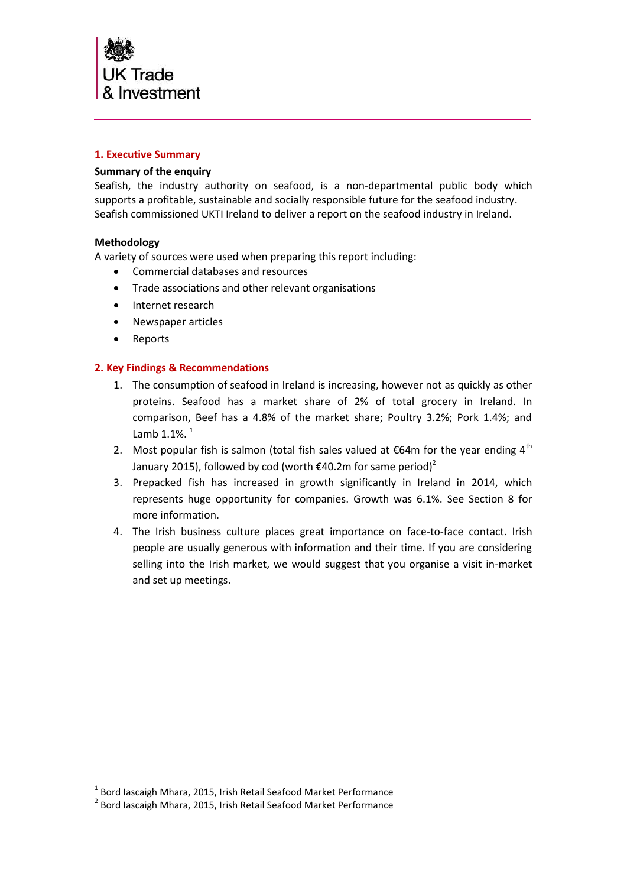## 1. Executive Summary

**Summary of the enquiry**

Seafish, the industry authority on seafood, is a non-departmental public body which supports a profitable, sustainable and socially responsible future for the seafood industry. Seafish commissioned UKTI Ireland to deliver a report on the seafood industry in Ireland.

**Methodology**

A variety of sources were used when preparing this report including:

- Commercial databases and resources
- Trade associations and other relevant organisations
- Internet research
- Newspaper articles
- Reports

## 2. Key Findings & Recommendations

1. The consumption of seafood in Ireland is increasing, however not as quickly as other proteins. Seafood has a market share of 2% of total grocery in Ireland. In comparison, Beef has a 4.8% of the market share; Poultry 3.2%; Pork 1.4%; and Lamb 1.1%. [1]
2. Most popular fish is salmon (total fish sales valued at €64m for the year ending 4th January 2015), followed by cod (worth €40.2m for same period)[2]
3. Prepacked fish has increased in growth significantly in Ireland in 2014, which represents huge opportunity for companies. Growth was 6.1%. See Section 8 for more information.
4. The Irish business culture places great importance on face-to-face contact. Irish people are usually generous with information and their time. If you are considering selling into the Irish market, we would suggest that you organise a visit in-market and set up meetings.

---

[1] Bord Iascaigh Mhara, 2015, Irish Retail Seafood Market Performance

[2] Bord Iascaigh Mhara, 2015, Irish Retail Seafood Market Performance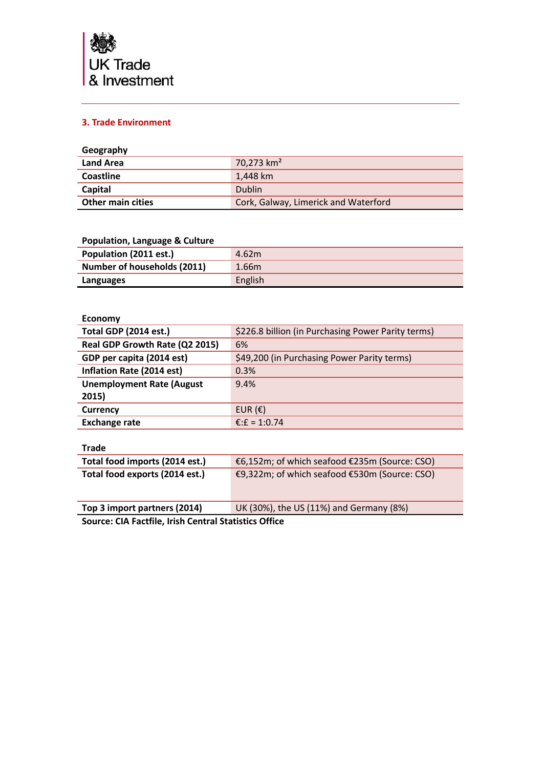UK Trade & Investment

## 3. Trade Environment

| Geography | |
|---|---|
| **Land Area** | 70,273 km² |
| **Coastline** | 1,448 km |
| **Capital** | Dublin |
| **Other main cities** | Cork, Galway, Limerick and Waterford |

| Population, Language & Culture | |
|---|---|
| **Population (2011 est.)** | 4.62m |
| **Number of households (2011)** | 1.66m |
| **Languages** | English |

| Economy | |
|---|---|
| **Total GDP (2014 est.)** | $226.8 billion (in Purchasing Power Parity terms) |
| **Real GDP Growth Rate (Q2 2015)** | 6% |
| **GDP per capita (2014 est)** | $49,200 (in Purchasing Power Parity terms) |
| **Inflation Rate (2014 est)** | 0.3% |
| **Unemployment Rate (August 2015)** | 9.4% |
| **Currency** | EUR (€) |
| **Exchange rate** | €:£ = 1:0.74 |

| Trade | |
|---|---|
| **Total food imports (2014 est.)** | €6,152m; of which seafood €235m (Source: CSO) |
| **Total food exports (2014 est.)** | €9,322m; of which seafood €530m (Source: CSO) |
| **Top 3 import partners (2014)** | UK (30%), the US (11%) and Germany (8%) |

**Source: CIA Factfile, Irish Central Statistics Office**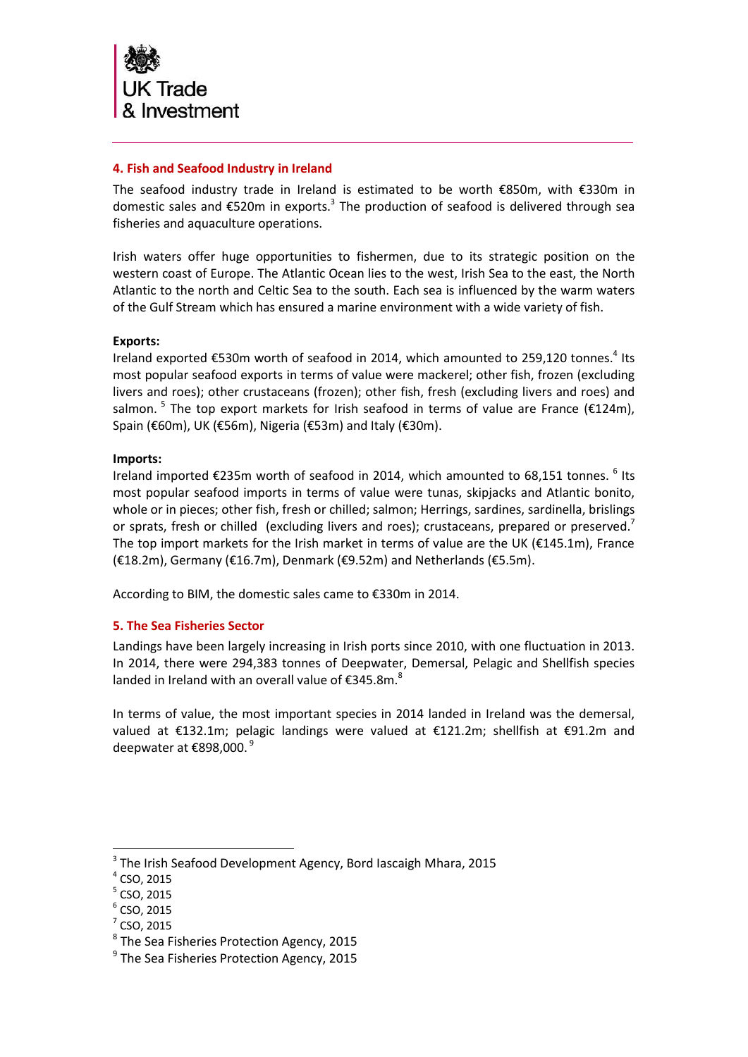## 4. Fish and Seafood Industry in Ireland

The seafood industry trade in Ireland is estimated to be worth €850m, with €330m in domestic sales and €520m in exports.[3] The production of seafood is delivered through sea fisheries and aquaculture operations.

Irish waters offer huge opportunities to fishermen, due to its strategic position on the western coast of Europe. The Atlantic Ocean lies to the west, Irish Sea to the east, the North Atlantic to the north and Celtic Sea to the south. Each sea is influenced by the warm waters of the Gulf Stream which has ensured a marine environment with a wide variety of fish.

**Exports:**
Ireland exported €530m worth of seafood in 2014, which amounted to 259,120 tonnes.[4] Its most popular seafood exports in terms of value were mackerel; other fish, frozen (excluding livers and roes); other crustaceans (frozen); other fish, fresh (excluding livers and roes) and salmon.[5] The top export markets for Irish seafood in terms of value are France (€124m), Spain (€60m), UK (€56m), Nigeria (€53m) and Italy (€30m).

**Imports:**
Ireland imported €235m worth of seafood in 2014, which amounted to 68,151 tonnes.[6] Its most popular seafood imports in terms of value were tunas, skipjacks and Atlantic bonito, whole or in pieces; other fish, fresh or chilled; salmon; Herrings, sardines, sardinella, brislings or sprats, fresh or chilled (excluding livers and roes); crustaceans, prepared or preserved.[7] The top import markets for the Irish market in terms of value are the UK (€145.1m), France (€18.2m), Germany (€16.7m), Denmark (€9.52m) and Netherlands (€5.5m).

According to BIM, the domestic sales came to €330m in 2014.

## 5. The Sea Fisheries Sector

Landings have been largely increasing in Irish ports since 2010, with one fluctuation in 2013. In 2014, there were 294,383 tonnes of Deepwater, Demersal, Pelagic and Shellfish species landed in Ireland with an overall value of €345.8m.[8]

In terms of value, the most important species in 2014 landed in Ireland was the demersal, valued at €132.1m; pelagic landings were valued at €121.2m; shellfish at €91.2m and deepwater at €898,000.[9]

---

[3] The Irish Seafood Development Agency, Bord Iascaigh Mhara, 2015
[4] CSO, 2015
[5] CSO, 2015
[6] CSO, 2015
[7] CSO, 2015
[8] The Sea Fisheries Protection Agency, 2015
[9] The Sea Fisheries Protection Agency, 2015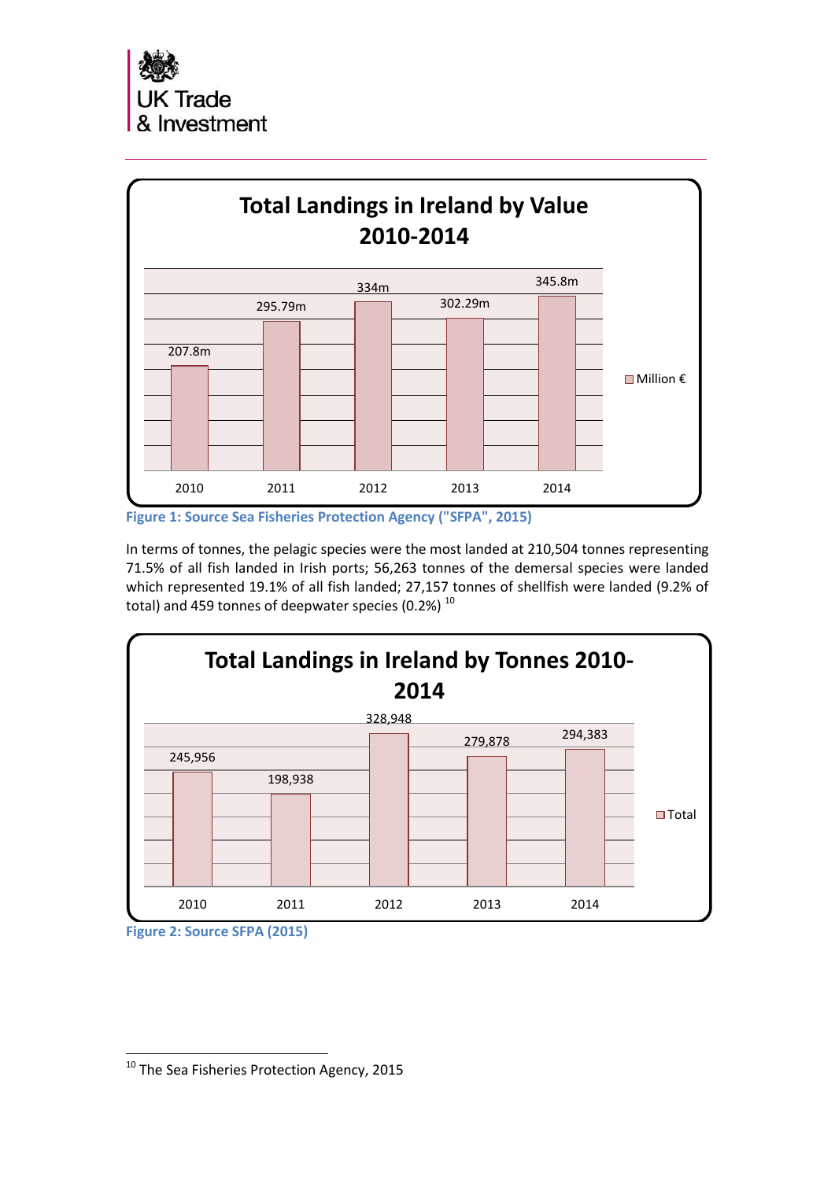**Total Landings in Ireland by Value 2010-2014**

| Year | Million € |
|---|---|
| 2010 | 207.8m |
| 2011 | 295.79m |
| 2012 | 334m |
| 2013 | 302.29m |
| 2014 | 345.8m |

Figure 1: Source Sea Fisheries Protection Agency ("SFPA", 2015)

In terms of tonnes, the pelagic species were the most landed at 210,504 tonnes representing 71.5% of all fish landed in Irish ports; 56,263 tonnes of the demersal species were landed which represented 19.1% of all fish landed; 27,157 tonnes of shellfish were landed (9.2% of total) and 459 tonnes of deepwater species (0.2%) [10]

**Total Landings in Ireland by Tonnes 2010-2014**

| Year | Total |
|---|---|
| 2010 | 245,956 |
| 2011 | 198,938 |
| 2012 | 328,948 |
| 2013 | 279,878 |
| 2014 | 294,383 |

Figure 2: Source SFPA (2015)

[10] The Sea Fisheries Protection Agency, 2015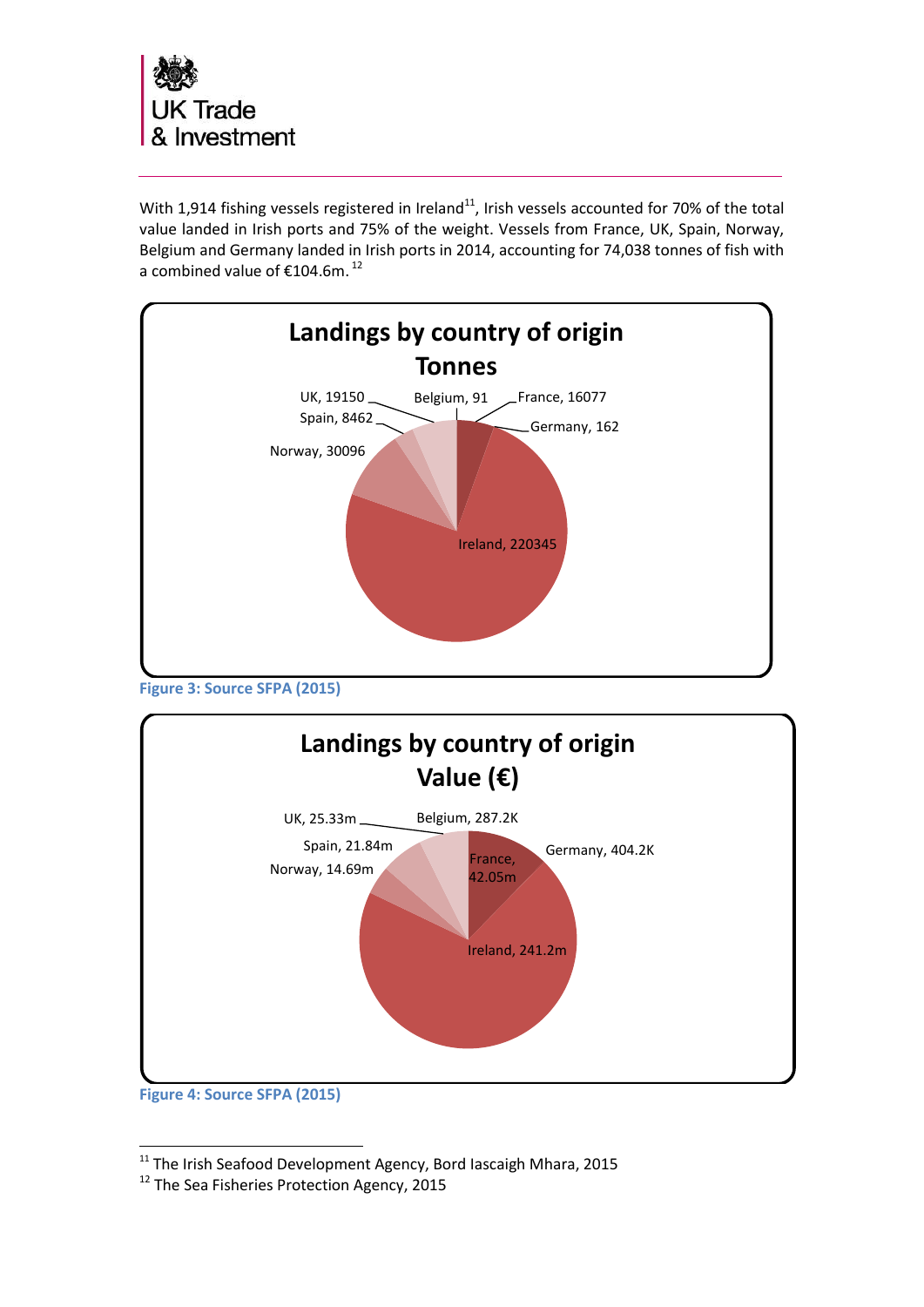With 1,914 fishing vessels registered in Ireland[11], Irish vessels accounted for 70% of the total value landed in Irish ports and 75% of the weight. Vessels from France, UK, Spain, Norway, Belgium and Germany landed in Irish ports in 2014, accounting for 74,038 tonnes of fish with a combined value of €104.6m.[12]

**Landings by country of origin Tonnes**

UK, 19150
Belgium, 91
France, 16077
Spain, 8462
Germany, 162
Norway, 30096
Ireland, 220345

Figure 3: Source SFPA (2015)

**Landings by country of origin Value (€)**

UK, 25.33m
Belgium, 287.2K
Spain, 21.84m
Germany, 404.2K
Norway, 14.69m
France, 42.05m
Ireland, 241.2m

Figure 4: Source SFPA (2015)

[11] The Irish Seafood Development Agency, Bord Iascaigh Mhara, 2015
[12] The Sea Fisheries Protection Agency, 2015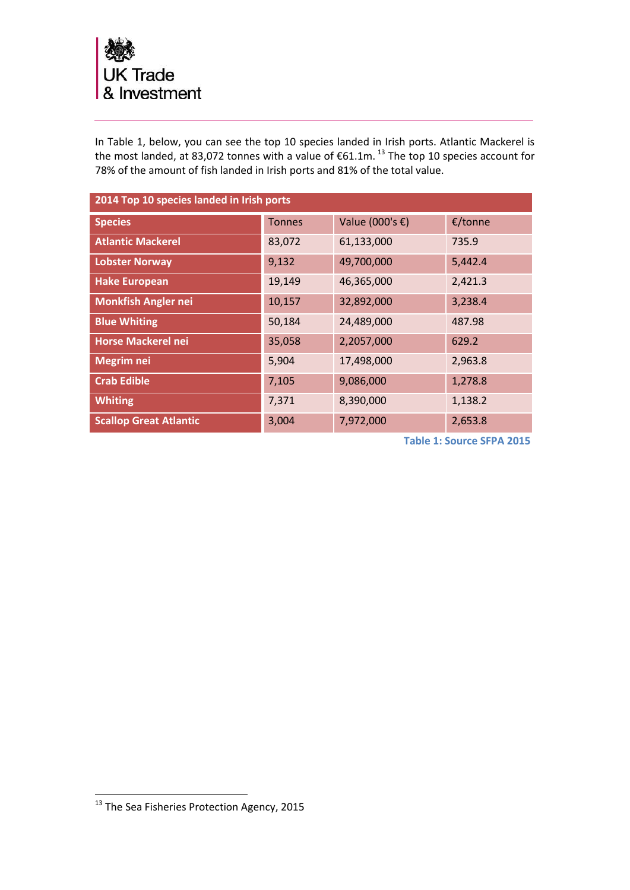In Table 1, below, you can see the top 10 species landed in Irish ports. Atlantic Mackerel is the most landed, at 83,072 tonnes with a value of €61.1m. [13] The top 10 species account for 78% of the amount of fish landed in Irish ports and 81% of the total value.

| 2014 Top 10 species landed in Irish ports | | | |
|---|---|---|---|
| **Species** | Tonnes | Value (000's €) | €/tonne |
| **Atlantic Mackerel** | 83,072 | 61,133,000 | 735.9 |
| **Lobster Norway** | 9,132 | 49,700,000 | 5,442.4 |
| **Hake European** | 19,149 | 46,365,000 | 2,421.3 |
| **Monkfish Angler nei** | 10,157 | 32,892,000 | 3,238.4 |
| **Blue Whiting** | 50,184 | 24,489,000 | 487.98 |
| **Horse Mackerel nei** | 35,058 | 2,2057,000 | 629.2 |
| **Megrim nei** | 5,904 | 17,498,000 | 2,963.8 |
| **Crab Edible** | 7,105 | 9,086,000 | 1,278.8 |
| **Whiting** | 7,371 | 8,390,000 | 1,138.2 |
| **Scallop Great Atlantic** | 3,004 | 7,972,000 | 2,653.8 |

**Table 1: Source SFPA 2015**

[13] The Sea Fisheries Protection Agency, 2015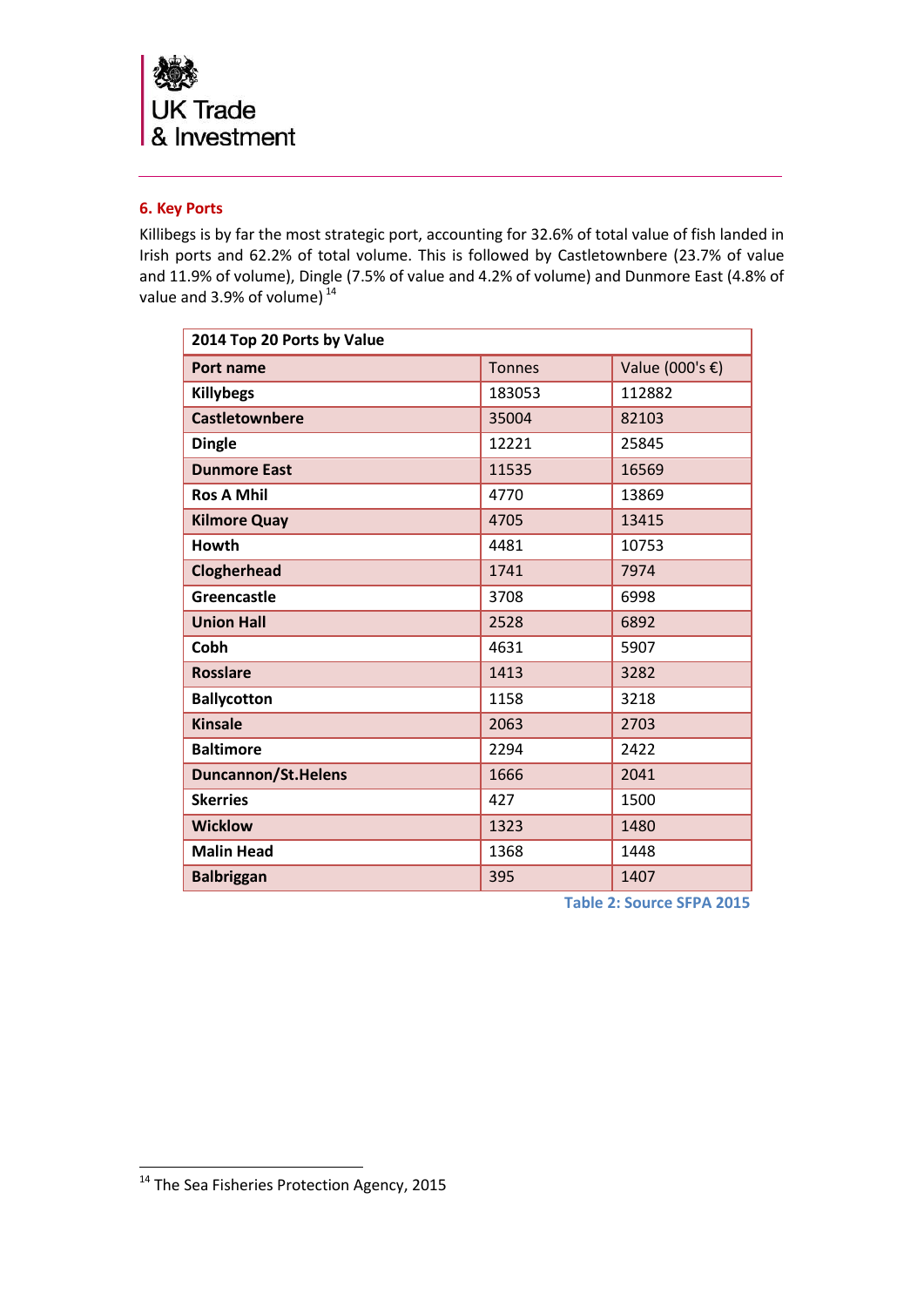## 6. Key Ports

Killibegs is by far the most strategic port, accounting for 32.6% of total value of fish landed in Irish ports and 62.2% of total volume. This is followed by Castletownbere (23.7% of value and 11.9% of volume), Dingle (7.5% of value and 4.2% of volume) and Dunmore East (4.8% of value and 3.9% of volume) [14]

| 2014 Top 20 Ports by Value | | |
|---|---|---|
| **Port name** | Tonnes | Value (000's €) |
| **Killybegs** | 183053 | 112882 |
| **Castletownbere** | 35004 | 82103 |
| **Dingle** | 12221 | 25845 |
| **Dunmore East** | 11535 | 16569 |
| **Ros A Mhil** | 4770 | 13869 |
| **Kilmore Quay** | 4705 | 13415 |
| **Howth** | 4481 | 10753 |
| **Clogherhead** | 1741 | 7974 |
| **Greencastle** | 3708 | 6998 |
| **Union Hall** | 2528 | 6892 |
| **Cobh** | 4631 | 5907 |
| **Rosslare** | 1413 | 3282 |
| **Ballycotton** | 1158 | 3218 |
| **Kinsale** | 2063 | 2703 |
| **Baltimore** | 2294 | 2422 |
| **Duncannon/St.Helens** | 1666 | 2041 |
| **Skerries** | 427 | 1500 |
| **Wicklow** | 1323 | 1480 |
| **Malin Head** | 1368 | 1448 |
| **Balbriggan** | 395 | 1407 |

Table 2: Source SFPA 2015

[14] The Sea Fisheries Protection Agency, 2015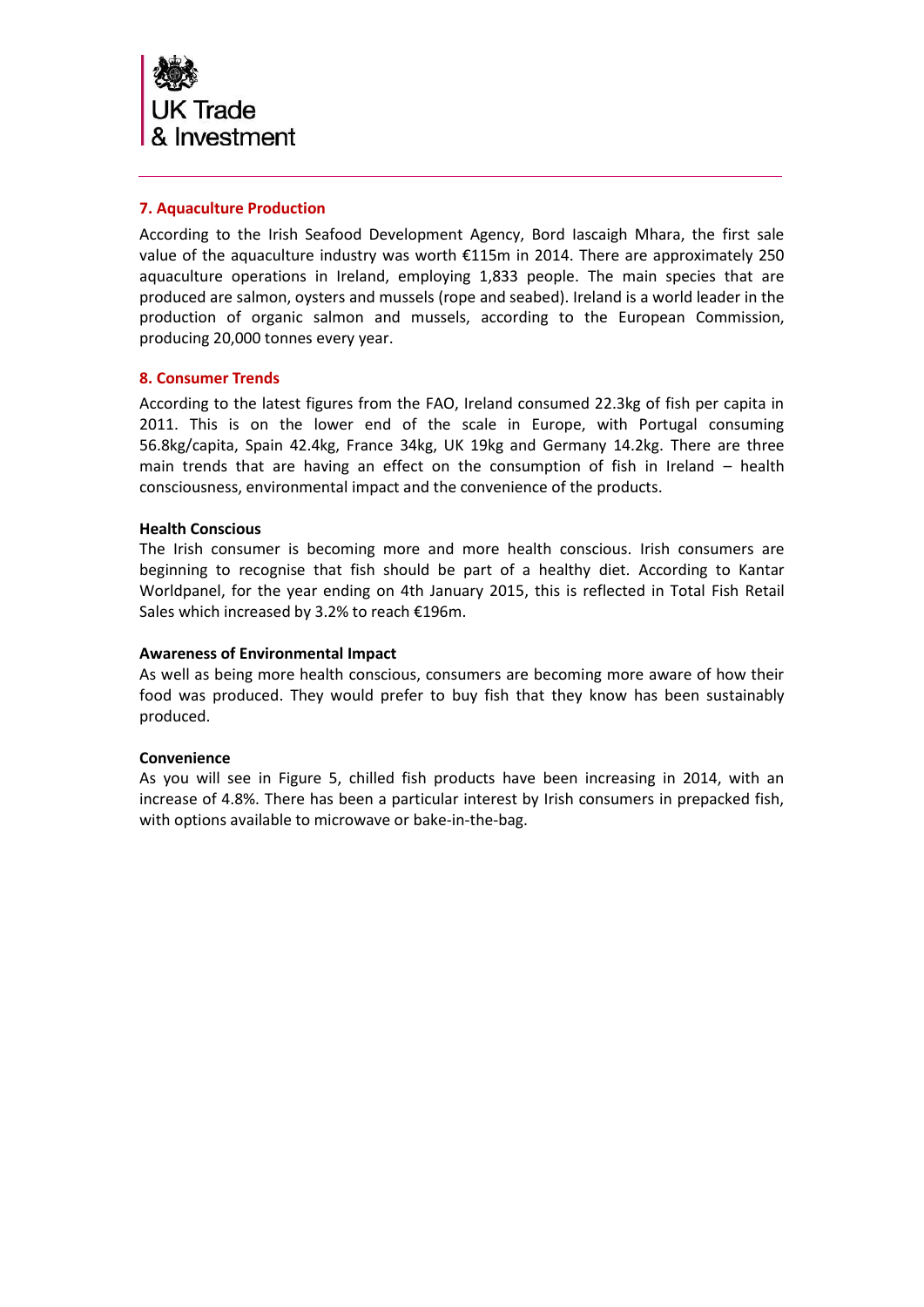## 7. Aquaculture Production

According to the Irish Seafood Development Agency, Bord Iascaigh Mhara, the first sale value of the aquaculture industry was worth €115m in 2014. There are approximately 250 aquaculture operations in Ireland, employing 1,833 people. The main species that are produced are salmon, oysters and mussels (rope and seabed). Ireland is a world leader in the production of organic salmon and mussels, according to the European Commission, producing 20,000 tonnes every year.

## 8. Consumer Trends

According to the latest figures from the FAO, Ireland consumed 22.3kg of fish per capita in 2011. This is on the lower end of the scale in Europe, with Portugal consuming 56.8kg/capita, Spain 42.4kg, France 34kg, UK 19kg and Germany 14.2kg. There are three main trends that are having an effect on the consumption of fish in Ireland – health consciousness, environmental impact and the convenience of the products.

### Health Conscious

The Irish consumer is becoming more and more health conscious. Irish consumers are beginning to recognise that fish should be part of a healthy diet. According to Kantar Worldpanel, for the year ending on 4th January 2015, this is reflected in Total Fish Retail Sales which increased by 3.2% to reach €196m.

### Awareness of Environmental Impact

As well as being more health conscious, consumers are becoming more aware of how their food was produced. They would prefer to buy fish that they know has been sustainably produced.

### Convenience

As you will see in Figure 5, chilled fish products have been increasing in 2014, with an increase of 4.8%. There has been a particular interest by Irish consumers in prepacked fish, with options available to microwave or bake-in-the-bag.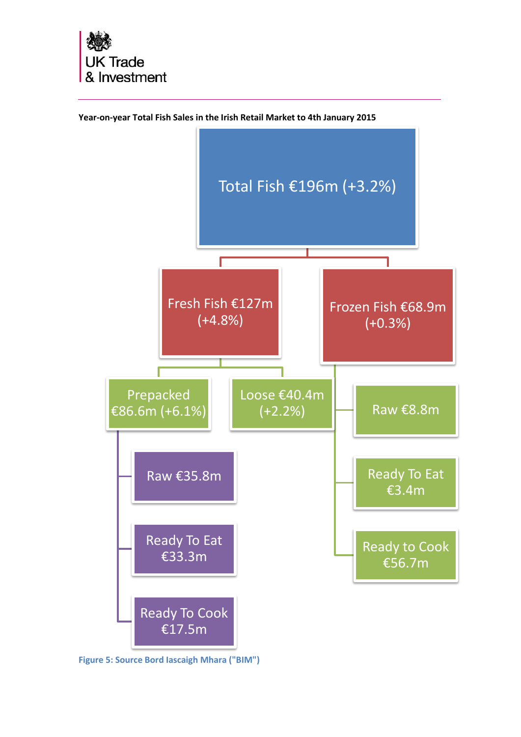**Year-on-year Total Fish Sales in the Irish Retail Market to 4th January 2015**

- Total Fish €196m (+3.2%)
  - Fresh Fish €127m (+4.8%)
    - Prepacked €86.6m (+6.1%)
      - Raw €35.8m
      - Ready To Eat €33.3m
      - Ready To Cook €17.5m
    - Loose €40.4m (+2.2%)
  - Frozen Fish €68.9m (+0.3%)
    - Raw €8.8m
    - Ready To Eat €3.4m
    - Ready to Cook €56.7m

**Figure 5: Source Bord Iascaigh Mhara ("BIM")**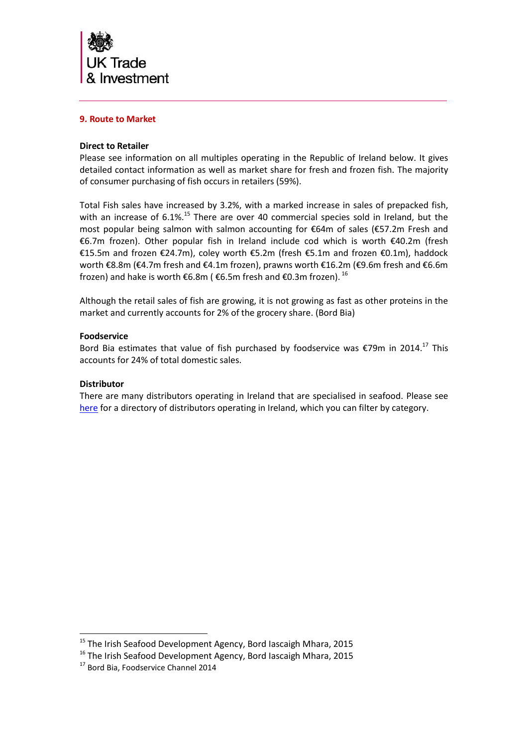## 9. Route to Market

**Direct to Retailer**

Please see information on all multiples operating in the Republic of Ireland below. It gives detailed contact information as well as market share for fresh and frozen fish. The majority of consumer purchasing of fish occurs in retailers (59%).

Total Fish sales have increased by 3.2%, with a marked increase in sales of prepacked fish, with an increase of 6.1%.[15] There are over 40 commercial species sold in Ireland, but the most popular being salmon with salmon accounting for €64m of sales (€57.2m Fresh and €6.7m frozen). Other popular fish in Ireland include cod which is worth €40.2m (fresh €15.5m and frozen €24.7m), coley worth €5.2m (fresh €5.1m and frozen €0.1m), haddock worth €8.8m (€4.7m fresh and €4.1m frozen), prawns worth €16.2m (€9.6m fresh and €6.6m frozen) and hake is worth €6.8m ( €6.5m fresh and €0.3m frozen). [16]

Although the retail sales of fish are growing, it is not growing as fast as other proteins in the market and currently accounts for 2% of the grocery share. (Bord Bia)

**Foodservice**

Bord Bia estimates that value of fish purchased by foodservice was €79m in 2014.[17] This accounts for 24% of total domestic sales.

**Distributor**

There are many distributors operating in Ireland that are specialised in seafood. Please see here for a directory of distributors operating in Ireland, which you can filter by category.

---

[15] The Irish Seafood Development Agency, Bord Iascaigh Mhara, 2015

[16] The Irish Seafood Development Agency, Bord Iascaigh Mhara, 2015

[17] Bord Bia, Foodservice Channel 2014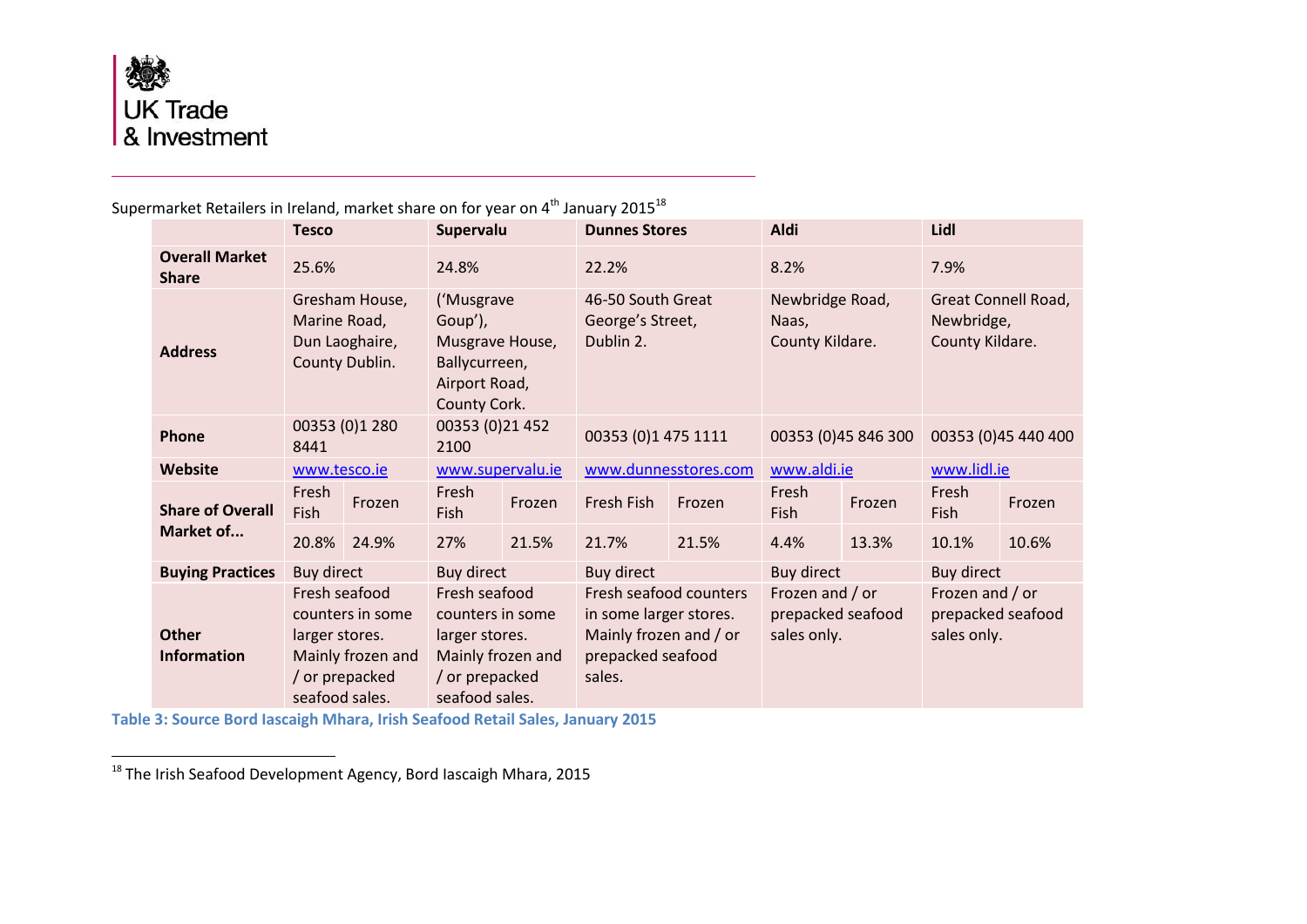Supermarket Retailers in Ireland, market share on for year on 4th January 2015[18]

| | Tesco | | Supervalu | | Dunnes Stores | | Aldi | | Lidl | |
|---|---|---|---|---|---|---|---|---|---|---|
| **Overall Market Share** | 25.6% | | 24.8% | | 22.2% | | 8.2% | | 7.9% | |
| **Address** | Gresham House, Marine Road, Dun Laoghaire, County Dublin. | | ('Musgrave Goup'), Musgrave House, Ballycurreen, Airport Road, County Cork. | | 46-50 South Great George's Street, Dublin 2. | | Newbridge Road, Naas, County Kildare. | | Great Connell Road, Newbridge, County Kildare. | |
| **Phone** | 00353 (0)1 280 8441 | | 00353 (0)21 452 2100 | | 00353 (0)1 475 1111 | | 00353 (0)45 846 300 | | 00353 (0)45 440 400 | |
| **Website** | www.tesco.ie | | www.supervalu.ie | | www.dunnesstores.com | | www.aldi.ie | | www.lidl.ie | |
| **Share of Overall Market of...** | Fresh Fish | Frozen | Fresh Fish | Frozen | Fresh Fish | Frozen | Fresh Fish | Frozen | Fresh Fish | Frozen |
| | 20.8% | 24.9% | 27% | 21.5% | 21.7% | 21.5% | 4.4% | 13.3% | 10.1% | 10.6% |
| **Buying Practices** | Buy direct | | Buy direct | | Buy direct | | Buy direct | | Buy direct | |
| **Other Information** | Fresh seafood counters in some larger stores. Mainly frozen and / or prepacked seafood sales. | | Fresh seafood counters in some larger stores. Mainly frozen and / or prepacked seafood sales. | | Fresh seafood counters in some larger stores. Mainly frozen and / or prepacked seafood sales. | | Frozen and / or prepacked seafood sales only. | | Frozen and / or prepacked seafood sales only. | |

**Table 3: Source Bord Iascaigh Mhara, Irish Seafood Retail Sales, January 2015**

[18] The Irish Seafood Development Agency, Bord Iascaigh Mhara, 2015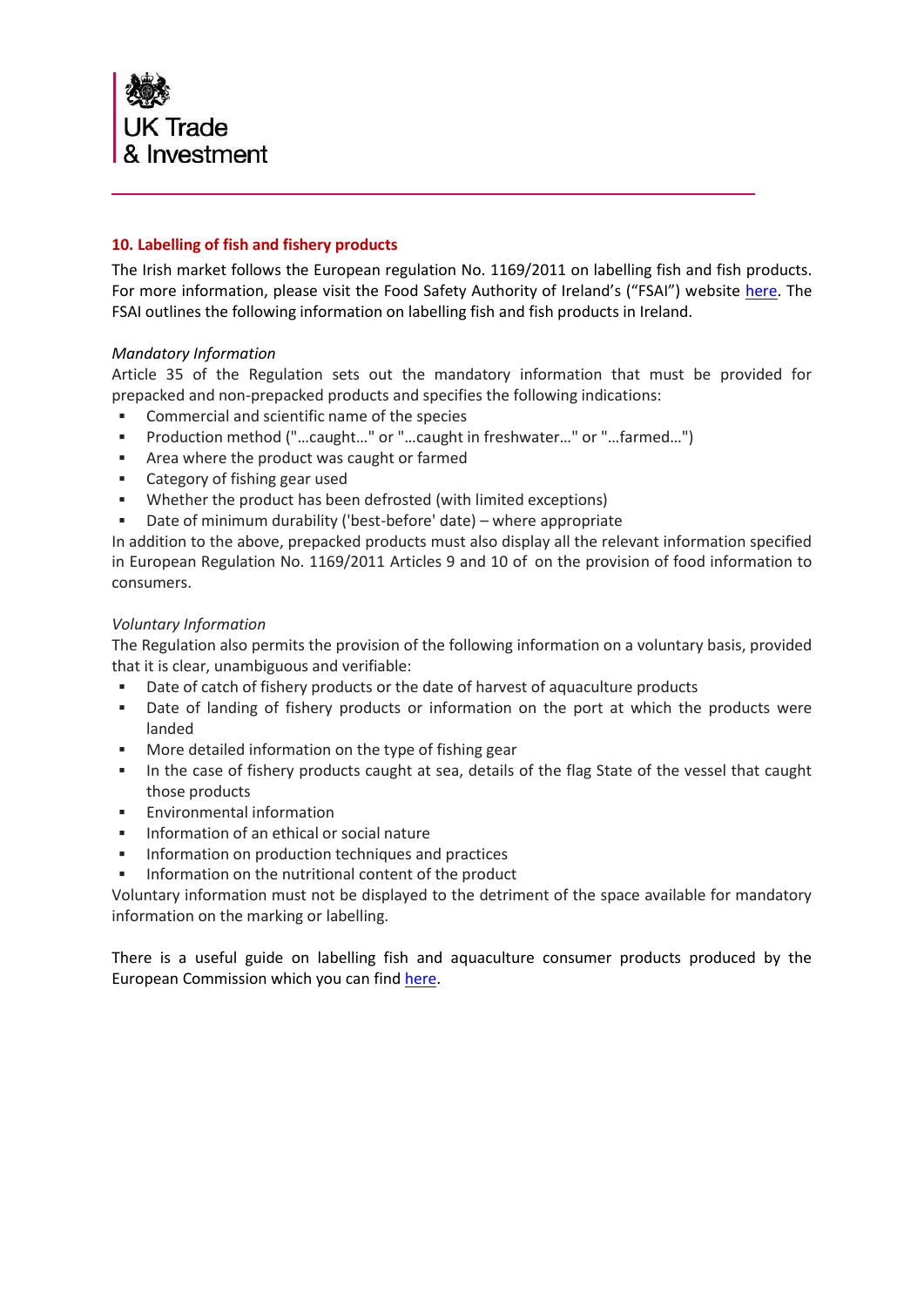## 10. Labelling of fish and fishery products

The Irish market follows the European regulation No. 1169/2011 on labelling fish and fish products. For more information, please visit the Food Safety Authority of Ireland's ("FSAI") website here. The FSAI outlines the following information on labelling fish and fish products in Ireland.

*Mandatory Information*

Article 35 of the Regulation sets out the mandatory information that must be provided for prepacked and non-prepacked products and specifies the following indications:

- Commercial and scientific name of the species
- Production method ("…caught…" or "…caught in freshwater…" or "…farmed…")
- Area where the product was caught or farmed
- Category of fishing gear used
- Whether the product has been defrosted (with limited exceptions)
- Date of minimum durability ('best-before' date) – where appropriate

In addition to the above, prepacked products must also display all the relevant information specified in European Regulation No. 1169/2011 Articles 9 and 10 of on the provision of food information to consumers.

*Voluntary Information*

The Regulation also permits the provision of the following information on a voluntary basis, provided that it is clear, unambiguous and verifiable:

- Date of catch of fishery products or the date of harvest of aquaculture products
- Date of landing of fishery products or information on the port at which the products were landed
- More detailed information on the type of fishing gear
- In the case of fishery products caught at sea, details of the flag State of the vessel that caught those products
- Environmental information
- Information of an ethical or social nature
- Information on production techniques and practices
- Information on the nutritional content of the product

Voluntary information must not be displayed to the detriment of the space available for mandatory information on the marking or labelling.

There is a useful guide on labelling fish and aquaculture consumer products produced by the European Commission which you can find here.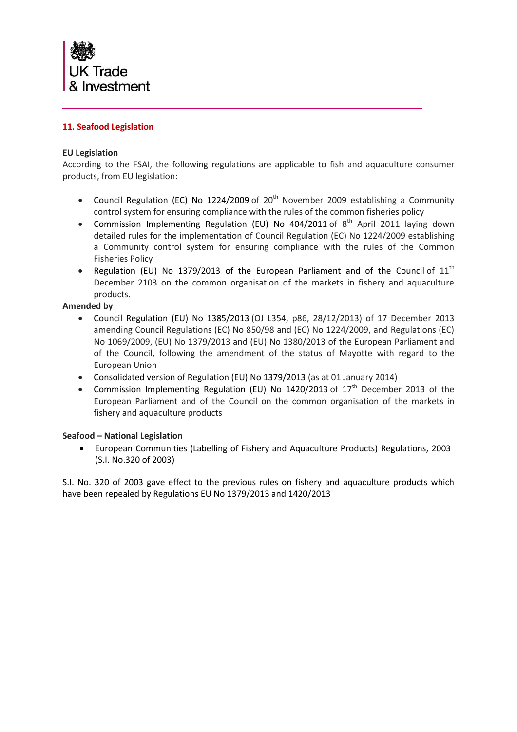## 11. Seafood Legislation

**EU Legislation**

According to the FSAI, the following regulations are applicable to fish and aquaculture consumer products, from EU legislation:

- Council Regulation (EC) No 1224/2009 of 20th November 2009 establishing a Community control system for ensuring compliance with the rules of the common fisheries policy
- Commission Implementing Regulation (EU) No 404/2011 of 8th April 2011 laying down detailed rules for the implementation of Council Regulation (EC) No 1224/2009 establishing a Community control system for ensuring compliance with the rules of the Common Fisheries Policy
- Regulation (EU) No 1379/2013 of the European Parliament and of the Council of 11th December 2103 on the common organisation of the markets in fishery and aquaculture products.

**Amended by**

- Council Regulation (EU) No 1385/2013 (OJ L354, p86, 28/12/2013) of 17 December 2013 amending Council Regulations (EC) No 850/98 and (EC) No 1224/2009, and Regulations (EC) No 1069/2009, (EU) No 1379/2013 and (EU) No 1380/2013 of the European Parliament and of the Council, following the amendment of the status of Mayotte with regard to the European Union
- Consolidated version of Regulation (EU) No 1379/2013 (as at 01 January 2014)
- Commission Implementing Regulation (EU) No 1420/2013 of 17th December 2013 of the European Parliament and of the Council on the common organisation of the markets in fishery and aquaculture products

**Seafood – National Legislation**

- European Communities (Labelling of Fishery and Aquaculture Products) Regulations, 2003 (S.I. No.320 of 2003)

S.I. No. 320 of 2003 gave effect to the previous rules on fishery and aquaculture products which have been repealed by Regulations EU No 1379/2013 and 1420/2013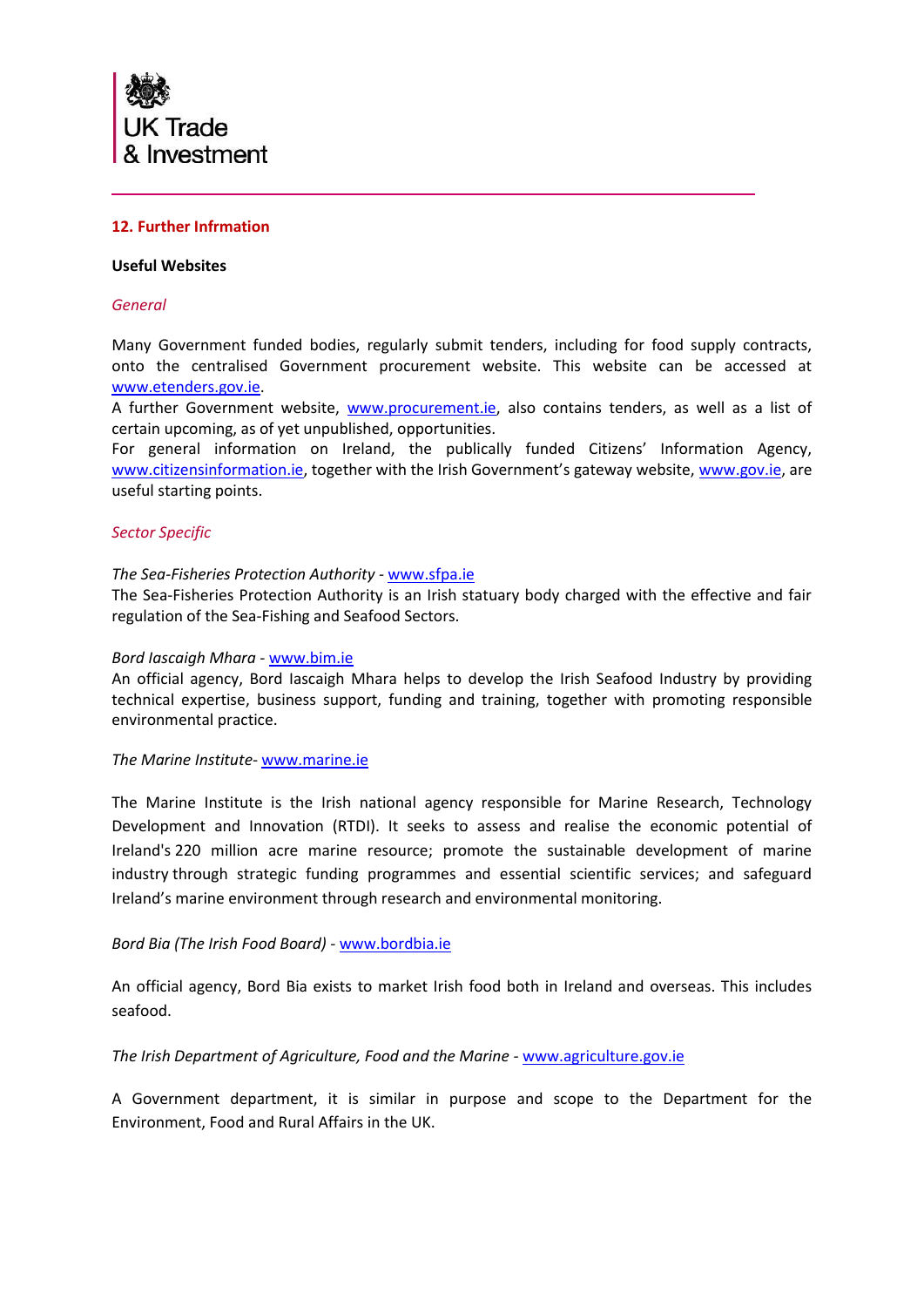## 12. Further Infrmation

**Useful Websites**

*General*

Many Government funded bodies, regularly submit tenders, including for food supply contracts, onto the centralised Government procurement website. This website can be accessed at www.etenders.gov.ie.

A further Government website, www.procurement.ie, also contains tenders, as well as a list of certain upcoming, as of yet unpublished, opportunities.

For general information on Ireland, the publically funded Citizens' Information Agency, www.citizensinformation.ie, together with the Irish Government's gateway website, www.gov.ie, are useful starting points.

*Sector Specific*

*The Sea-Fisheries Protection Authority* - www.sfpa.ie

The Sea-Fisheries Protection Authority is an Irish statuary body charged with the effective and fair regulation of the Sea-Fishing and Seafood Sectors.

*Bord Iascaigh Mhara* - www.bim.ie

An official agency, Bord Iascaigh Mhara helps to develop the Irish Seafood Industry by providing technical expertise, business support, funding and training, together with promoting responsible environmental practice.

*The Marine Institute*- www.marine.ie

The Marine Institute is the Irish national agency responsible for Marine Research, Technology Development and Innovation (RTDI). It seeks to assess and realise the economic potential of Ireland's 220 million acre marine resource; promote the sustainable development of marine industry through strategic funding programmes and essential scientific services; and safeguard Ireland's marine environment through research and environmental monitoring.

*Bord Bia (The Irish Food Board)* - www.bordbia.ie

An official agency, Bord Bia exists to market Irish food both in Ireland and overseas. This includes seafood.

*The Irish Department of Agriculture, Food and the Marine* - www.agriculture.gov.ie

A Government department, it is similar in purpose and scope to the Department for the Environment, Food and Rural Affairs in the UK.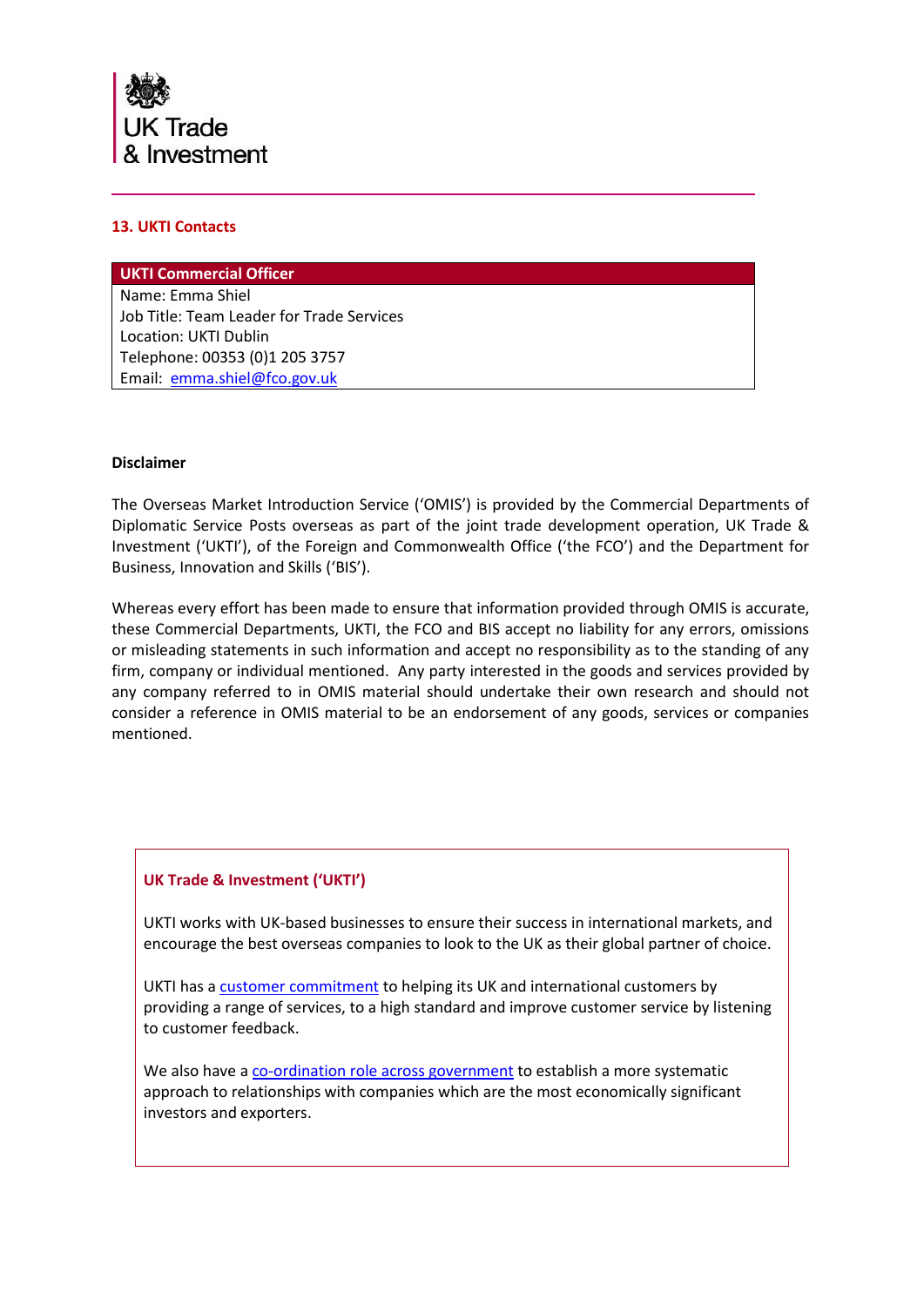## 13. UKTI Contacts

| UKTI Commercial Officer |
| --- |
| Name: Emma Shiel |
| Job Title: Team Leader for Trade Services |
| Location: UKTI Dublin |
| Telephone: 00353 (0)1 205 3757 |
| Email: emma.shiel@fco.gov.uk |

**Disclaimer**

The Overseas Market Introduction Service ('OMIS') is provided by the Commercial Departments of Diplomatic Service Posts overseas as part of the joint trade development operation, UK Trade & Investment ('UKTI'), of the Foreign and Commonwealth Office ('the FCO') and the Department for Business, Innovation and Skills ('BIS').

Whereas every effort has been made to ensure that information provided through OMIS is accurate, these Commercial Departments, UKTI, the FCO and BIS accept no liability for any errors, omissions or misleading statements in such information and accept no responsibility as to the standing of any firm, company or individual mentioned. Any party interested in the goods and services provided by any company referred to in OMIS material should undertake their own research and should not consider a reference in OMIS material to be an endorsement of any goods, services or companies mentioned.

### UK Trade & Investment ('UKTI')

UKTI works with UK-based businesses to ensure their success in international markets, and encourage the best overseas companies to look to the UK as their global partner of choice.

UKTI has a customer commitment to helping its UK and international customers by providing a range of services, to a high standard and improve customer service by listening to customer feedback.

We also have a co-ordination role across government to establish a more systematic approach to relationships with companies which are the most economically significant investors and exporters.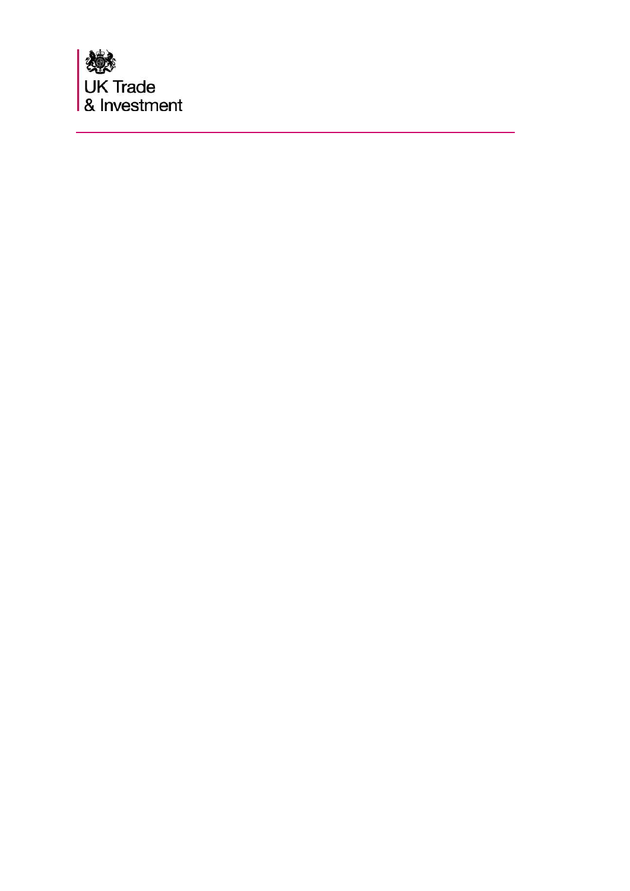UK Trade
& Investment